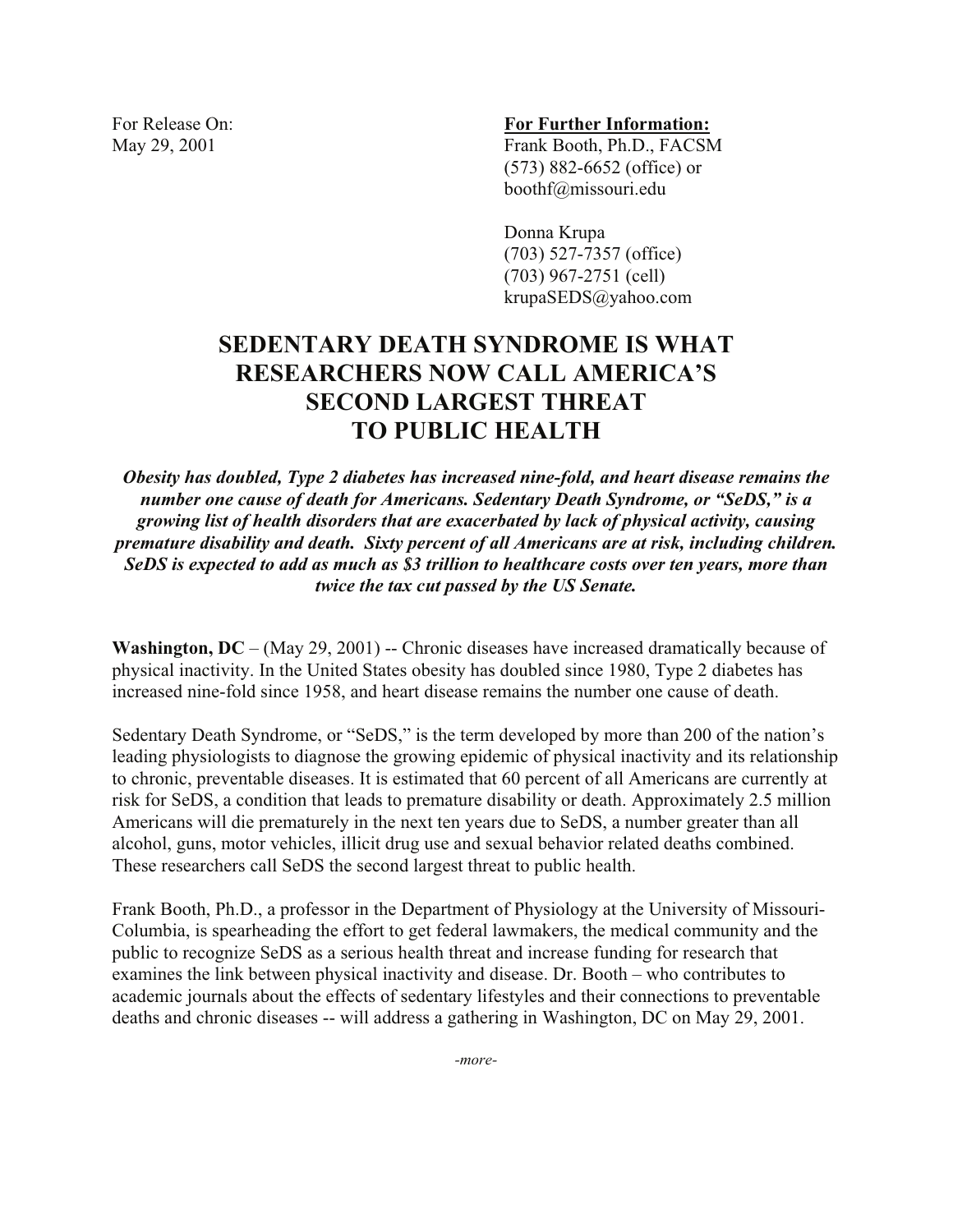For Release On:
May 29, 2001

**For Further Information:**
Frank Booth, Ph.D., FACSM
(573) 882-6652 (office) or
boothf@missouri.edu

Donna Krupa
(703) 527-7357 (office)
(703) 967-2751 (cell)
krupaSEDS@yahoo.com

# SEDENTARY DEATH SYNDROME IS WHAT RESEARCHERS NOW CALL AMERICA'S SECOND LARGEST THREAT TO PUBLIC HEALTH

***Obesity has doubled, Type 2 diabetes has increased nine-fold, and heart disease remains the number one cause of death for Americans. Sedentary Death Syndrome, or "SeDS," is a growing list of health disorders that are exacerbated by lack of physical activity, causing premature disability and death. Sixty percent of all Americans are at risk, including children. SeDS is expected to add as much as $3 trillion to healthcare costs over ten years, more than twice the tax cut passed by the US Senate.***

**Washington, DC** – (May 29, 2001) -- Chronic diseases have increased dramatically because of physical inactivity. In the United States obesity has doubled since 1980, Type 2 diabetes has increased nine-fold since 1958, and heart disease remains the number one cause of death.

Sedentary Death Syndrome, or "SeDS," is the term developed by more than 200 of the nation's leading physiologists to diagnose the growing epidemic of physical inactivity and its relationship to chronic, preventable diseases. It is estimated that 60 percent of all Americans are currently at risk for SeDS, a condition that leads to premature disability or death. Approximately 2.5 million Americans will die prematurely in the next ten years due to SeDS, a number greater than all alcohol, guns, motor vehicles, illicit drug use and sexual behavior related deaths combined. These researchers call SeDS the second largest threat to public health.

Frank Booth, Ph.D., a professor in the Department of Physiology at the University of Missouri-Columbia, is spearheading the effort to get federal lawmakers, the medical community and the public to recognize SeDS as a serious health threat and increase funding for research that examines the link between physical inactivity and disease. Dr. Booth – who contributes to academic journals about the effects of sedentary lifestyles and their connections to preventable deaths and chronic diseases -- will address a gathering in Washington, DC on May 29, 2001.

*-more-*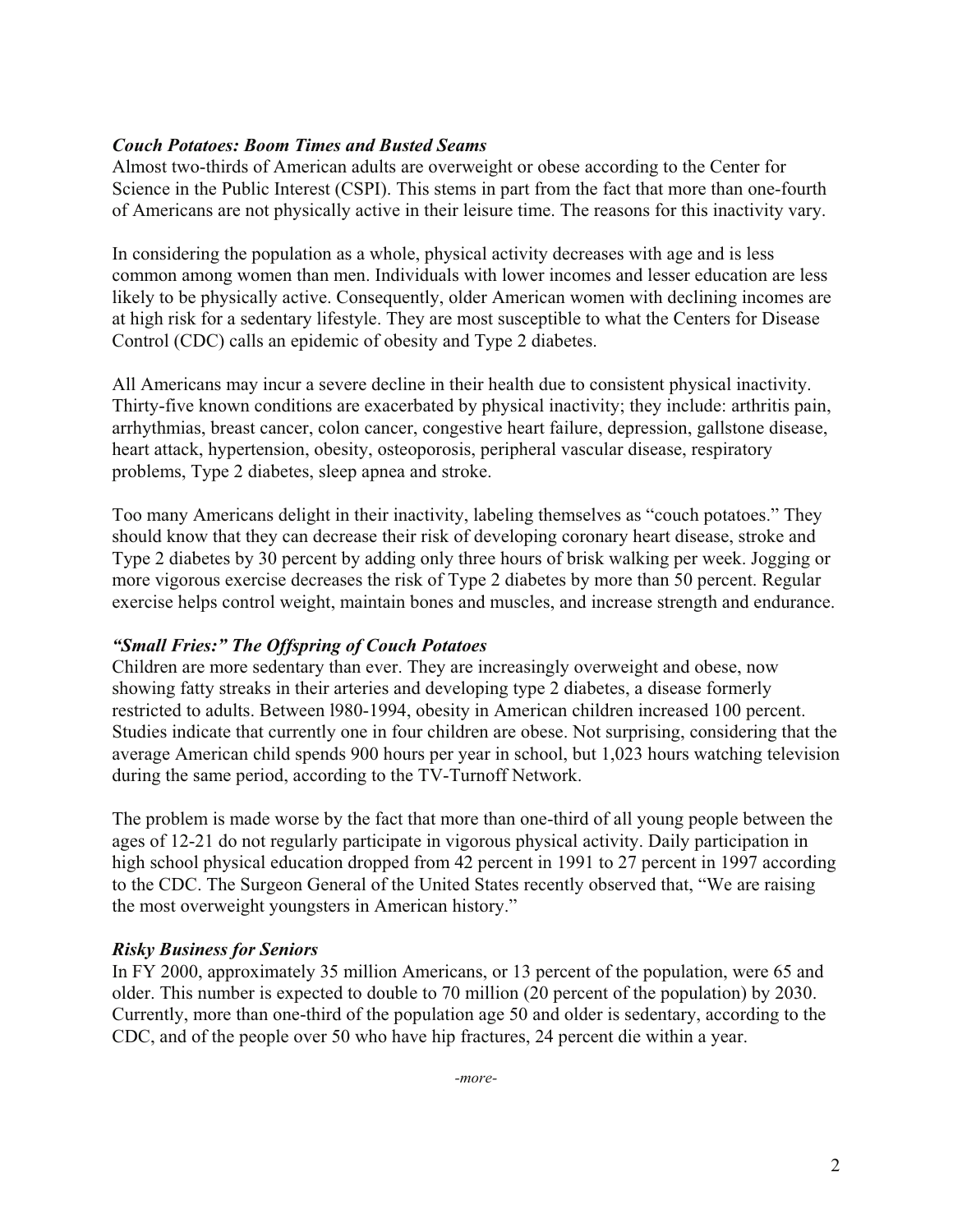### *Couch Potatoes: Boom Times and Busted Seams*

Almost two-thirds of American adults are overweight or obese according to the Center for Science in the Public Interest (CSPI). This stems in part from the fact that more than one-fourth of Americans are not physically active in their leisure time. The reasons for this inactivity vary.

In considering the population as a whole, physical activity decreases with age and is less common among women than men. Individuals with lower incomes and lesser education are less likely to be physically active. Consequently, older American women with declining incomes are at high risk for a sedentary lifestyle. They are most susceptible to what the Centers for Disease Control (CDC) calls an epidemic of obesity and Type 2 diabetes.

All Americans may incur a severe decline in their health due to consistent physical inactivity. Thirty-five known conditions are exacerbated by physical inactivity; they include: arthritis pain, arrhythmias, breast cancer, colon cancer, congestive heart failure, depression, gallstone disease, heart attack, hypertension, obesity, osteoporosis, peripheral vascular disease, respiratory problems, Type 2 diabetes, sleep apnea and stroke.

Too many Americans delight in their inactivity, labeling themselves as "couch potatoes." They should know that they can decrease their risk of developing coronary heart disease, stroke and Type 2 diabetes by 30 percent by adding only three hours of brisk walking per week. Jogging or more vigorous exercise decreases the risk of Type 2 diabetes by more than 50 percent. Regular exercise helps control weight, maintain bones and muscles, and increase strength and endurance.

### *"Small Fries:" The Offspring of Couch Potatoes*

Children are more sedentary than ever. They are increasingly overweight and obese, now showing fatty streaks in their arteries and developing type 2 diabetes, a disease formerly restricted to adults. Between l980-1994, obesity in American children increased 100 percent. Studies indicate that currently one in four children are obese. Not surprising, considering that the average American child spends 900 hours per year in school, but 1,023 hours watching television during the same period, according to the TV-Turnoff Network.

The problem is made worse by the fact that more than one-third of all young people between the ages of 12-21 do not regularly participate in vigorous physical activity. Daily participation in high school physical education dropped from 42 percent in 1991 to 27 percent in 1997 according to the CDC. The Surgeon General of the United States recently observed that, "We are raising the most overweight youngsters in American history."

### *Risky Business for Seniors*

In FY 2000, approximately 35 million Americans, or 13 percent of the population, were 65 and older. This number is expected to double to 70 million (20 percent of the population) by 2030. Currently, more than one-third of the population age 50 and older is sedentary, according to the CDC, and of the people over 50 who have hip fractures, 24 percent die within a year.

*-more-*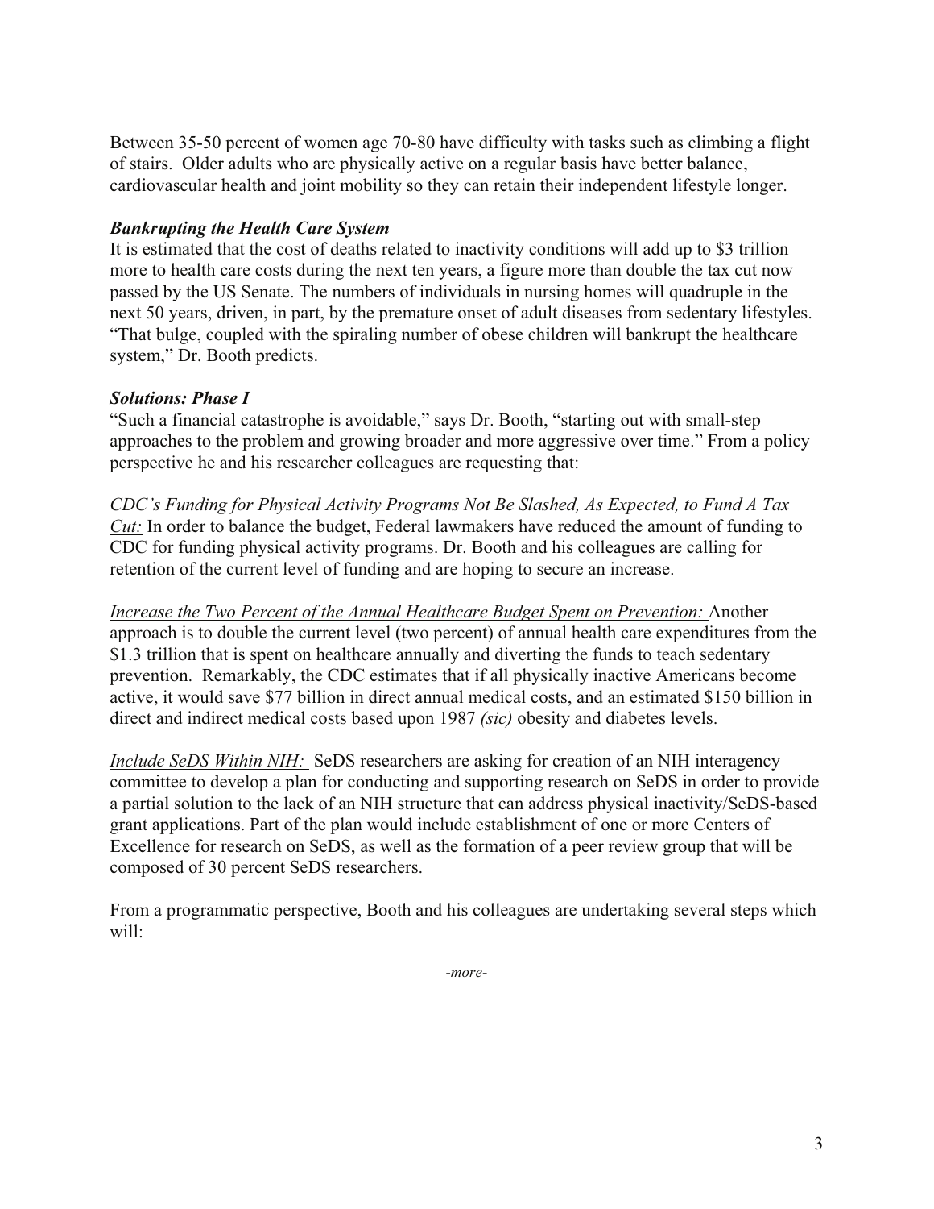Between 35-50 percent of women age 70-80 have difficulty with tasks such as climbing a flight of stairs. Older adults who are physically active on a regular basis have better balance, cardiovascular health and joint mobility so they can retain their independent lifestyle longer.

***Bankrupting the Health Care System***

It is estimated that the cost of deaths related to inactivity conditions will add up to $3 trillion more to health care costs during the next ten years, a figure more than double the tax cut now passed by the US Senate. The numbers of individuals in nursing homes will quadruple in the next 50 years, driven, in part, by the premature onset of adult diseases from sedentary lifestyles. "That bulge, coupled with the spiraling number of obese children will bankrupt the healthcare system," Dr. Booth predicts.

***Solutions: Phase I***

"Such a financial catastrophe is avoidable," says Dr. Booth, "starting out with small-step approaches to the problem and growing broader and more aggressive over time." From a policy perspective he and his researcher colleagues are requesting that:

<u>*CDC's Funding for Physical Activity Programs Not Be Slashed, As Expected, to Fund A Tax Cut:*</u> In order to balance the budget, Federal lawmakers have reduced the amount of funding to CDC for funding physical activity programs. Dr. Booth and his colleagues are calling for retention of the current level of funding and are hoping to secure an increase.

<u>*Increase the Two Percent of the Annual Healthcare Budget Spent on Prevention:*</u> Another approach is to double the current level (two percent) of annual health care expenditures from the $1.3 trillion that is spent on healthcare annually and diverting the funds to teach sedentary prevention. Remarkably, the CDC estimates that if all physically inactive Americans become active, it would save $77 billion in direct annual medical costs, and an estimated $150 billion in direct and indirect medical costs based upon 1987 *(sic)* obesity and diabetes levels.

<u>*Include SeDS Within NIH:*</u> SeDS researchers are asking for creation of an NIH interagency committee to develop a plan for conducting and supporting research on SeDS in order to provide a partial solution to the lack of an NIH structure that can address physical inactivity/SeDS-based grant applications. Part of the plan would include establishment of one or more Centers of Excellence for research on SeDS, as well as the formation of a peer review group that will be composed of 30 percent SeDS researchers.

From a programmatic perspective, Booth and his colleagues are undertaking several steps which will:

*-more-*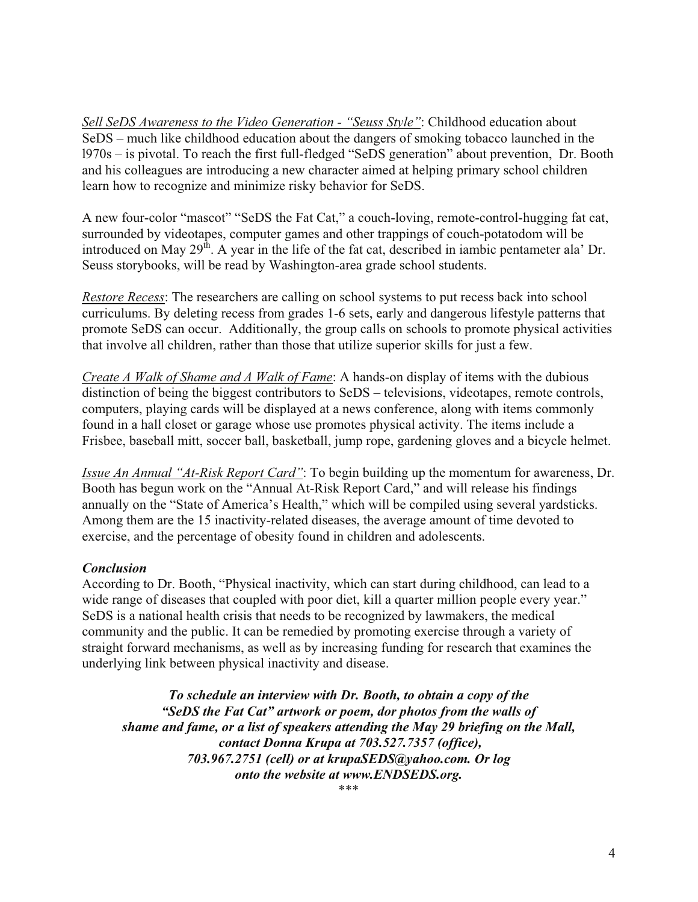*Sell SeDS Awareness to the Video Generation - "Seuss Style"*: Childhood education about SeDS – much like childhood education about the dangers of smoking tobacco launched in the l970s – is pivotal. To reach the first full-fledged "SeDS generation" about prevention, Dr. Booth and his colleagues are introducing a new character aimed at helping primary school children learn how to recognize and minimize risky behavior for SeDS.

A new four-color "mascot" "SeDS the Fat Cat," a couch-loving, remote-control-hugging fat cat, surrounded by videotapes, computer games and other trappings of couch-potatodom will be introduced on May 29th. A year in the life of the fat cat, described in iambic pentameter ala' Dr. Seuss storybooks, will be read by Washington-area grade school students.

*Restore Recess*: The researchers are calling on school systems to put recess back into school curriculums. By deleting recess from grades 1-6 sets, early and dangerous lifestyle patterns that promote SeDS can occur. Additionally, the group calls on schools to promote physical activities that involve all children, rather than those that utilize superior skills for just a few.

*Create A Walk of Shame and A Walk of Fame*: A hands-on display of items with the dubious distinction of being the biggest contributors to SeDS – televisions, videotapes, remote controls, computers, playing cards will be displayed at a news conference, along with items commonly found in a hall closet or garage whose use promotes physical activity. The items include a Frisbee, baseball mitt, soccer ball, basketball, jump rope, gardening gloves and a bicycle helmet.

*Issue An Annual "At-Risk Report Card"*: To begin building up the momentum for awareness, Dr. Booth has begun work on the "Annual At-Risk Report Card," and will release his findings annually on the "State of America's Health," which will be compiled using several yardsticks. Among them are the 15 inactivity-related diseases, the average amount of time devoted to exercise, and the percentage of obesity found in children and adolescents.

### *Conclusion*

According to Dr. Booth, "Physical inactivity, which can start during childhood, can lead to a wide range of diseases that coupled with poor diet, kill a quarter million people every year." SeDS is a national health crisis that needs to be recognized by lawmakers, the medical community and the public. It can be remedied by promoting exercise through a variety of straight forward mechanisms, as well as by increasing funding for research that examines the underlying link between physical inactivity and disease.

***To schedule an interview with Dr. Booth, to obtain a copy of the "SeDS the Fat Cat" artwork or poem, dor photos from the walls of shame and fame, or a list of speakers attending the May 29 briefing on the Mall, contact Donna Krupa at 703.527.7357 (office), 703.967.2751 (cell) or at krupaSEDS@yahoo.com. Or log onto the website at www.ENDSEDS.org.***

\*\*\*